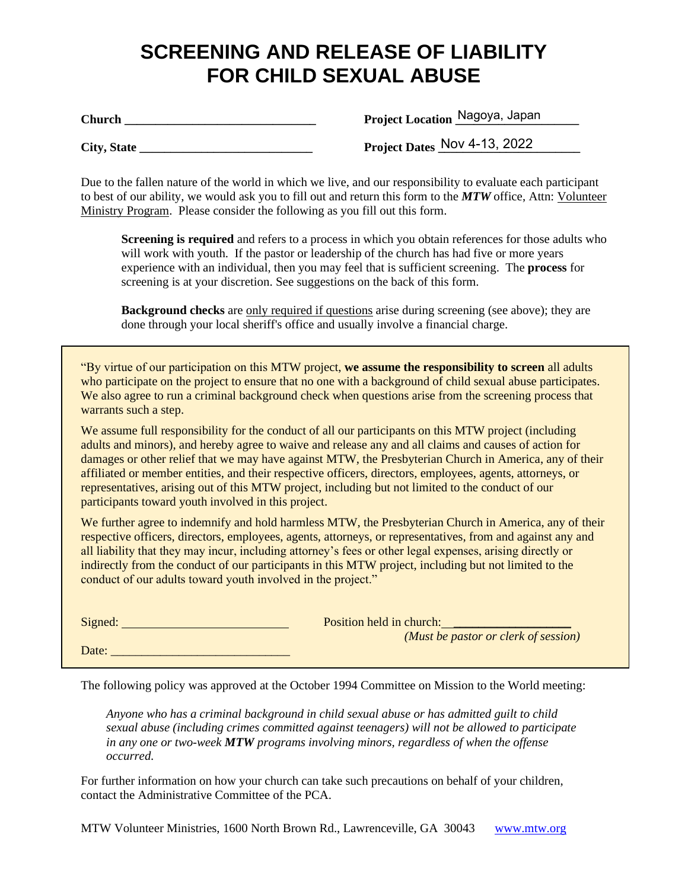# SCREENING AND RELEASE OF LIABILITY FOR CHILD SEXUAL ABUSE

**Church** ______________________________ **Project Location** Nagoya, Japan

**City, State** __________________________ **Project Dates** Nov 4-13, 2022

Due to the fallen nature of the world in which we live, and our responsibility to evaluate each participant to best of our ability, we would ask you to fill out and return this form to the ***MTW*** office, Attn: Volunteer Ministry Program. Please consider the following as you fill out this form.

> **Screening is required** and refers to a process in which you obtain references for those adults who will work with youth. If the pastor or leadership of the church has had five or more years experience with an individual, then you may feel that is sufficient screening. The **process** for screening is at your discretion. See suggestions on the back of this form.
>
> **Background checks** are only required if questions arise during screening (see above); they are done through your local sheriff's office and usually involve a financial charge.

"By virtue of our participation on this MTW project, **we assume the responsibility to screen** all adults who participate on the project to ensure that no one with a background of child sexual abuse participates. We also agree to run a criminal background check when questions arise from the screening process that warrants such a step.

We assume full responsibility for the conduct of all our participants on this MTW project (including adults and minors), and hereby agree to waive and release any and all claims and causes of action for damages or other relief that we may have against MTW, the Presbyterian Church in America, any of their affiliated or member entities, and their respective officers, directors, employees, agents, attorneys, or representatives, arising out of this MTW project, including but not limited to the conduct of our participants toward youth involved in this project.

We further agree to indemnify and hold harmless MTW, the Presbyterian Church in America, any of their respective officers, directors, employees, agents, attorneys, or representatives, from and against any and all liability that they may incur, including attorney's fees or other legal expenses, arising directly or indirectly from the conduct of our participants in this MTW project, including but not limited to the conduct of our adults toward youth involved in the project."

Signed: __________________________ Position held in church: __________________
*(Must be pastor or clerk of session)*

Date: ____________________________

The following policy was approved at the October 1994 Committee on Mission to the World meeting:

> *Anyone who has a criminal background in child sexual abuse or has admitted guilt to child sexual abuse (including crimes committed against teenagers) will not be allowed to participate in any one or two-week **MTW** programs involving minors, regardless of when the offense occurred.*

For further information on how your church can take such precautions on behalf of your children, contact the Administrative Committee of the PCA.

MTW Volunteer Ministries, 1600 North Brown Rd., Lawrenceville, GA 30043 www.mtw.org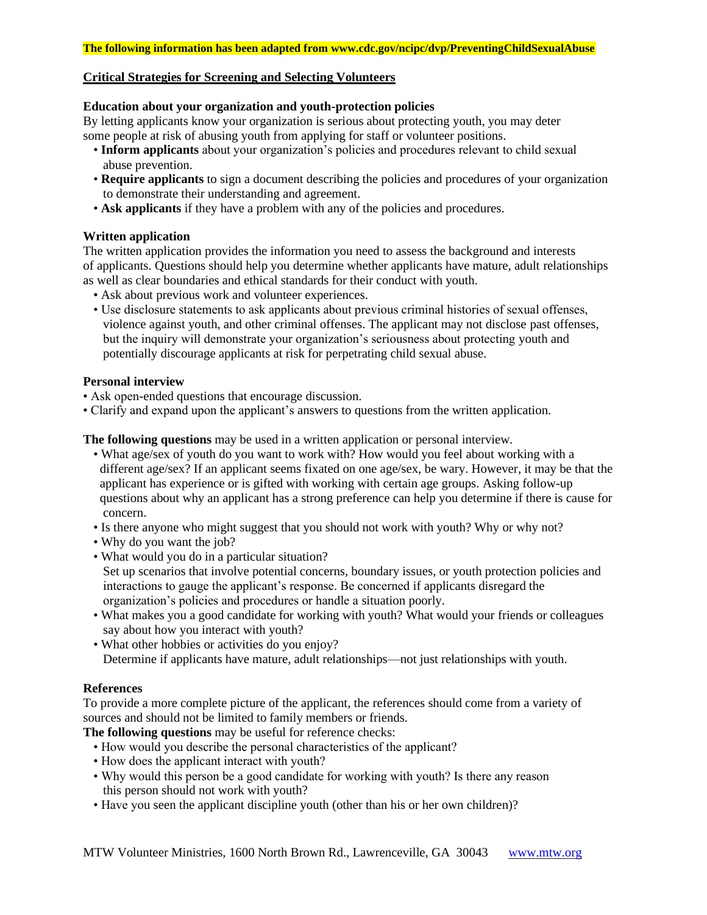**The following information has been adapted from www.cdc.gov/ncipc/dvp/PreventingChildSexualAbuse**

## Critical Strategies for Screening and Selecting Volunteers

### Education about your organization and youth-protection policies

By letting applicants know your organization is serious about protecting youth, you may deter some people at risk of abusing youth from applying for staff or volunteer positions.

- **Inform applicants** about your organization's policies and procedures relevant to child sexual abuse prevention.
- **Require applicants** to sign a document describing the policies and procedures of your organization to demonstrate their understanding and agreement.
- **Ask applicants** if they have a problem with any of the policies and procedures.

### Written application

The written application provides the information you need to assess the background and interests of applicants. Questions should help you determine whether applicants have mature, adult relationships as well as clear boundaries and ethical standards for their conduct with youth.

- Ask about previous work and volunteer experiences.
- Use disclosure statements to ask applicants about previous criminal histories of sexual offenses, violence against youth, and other criminal offenses. The applicant may not disclose past offenses, but the inquiry will demonstrate your organization's seriousness about protecting youth and potentially discourage applicants at risk for perpetrating child sexual abuse.

### Personal interview

- Ask open-ended questions that encourage discussion.
- Clarify and expand upon the applicant's answers to questions from the written application.

**The following questions** may be used in a written application or personal interview.

- What age/sex of youth do you want to work with? How would you feel about working with a different age/sex? If an applicant seems fixated on one age/sex, be wary. However, it may be that the applicant has experience or is gifted with working with certain age groups. Asking follow-up questions about why an applicant has a strong preference can help you determine if there is cause for concern.
- Is there anyone who might suggest that you should not work with youth? Why or why not?
- Why do you want the job?
- What would you do in a particular situation?
  Set up scenarios that involve potential concerns, boundary issues, or youth protection policies and interactions to gauge the applicant's response. Be concerned if applicants disregard the organization's policies and procedures or handle a situation poorly.
- What makes you a good candidate for working with youth? What would your friends or colleagues say about how you interact with youth?
- What other hobbies or activities do you enjoy?
  Determine if applicants have mature, adult relationships—not just relationships with youth.

### References

To provide a more complete picture of the applicant, the references should come from a variety of sources and should not be limited to family members or friends.

**The following questions** may be useful for reference checks:

- How would you describe the personal characteristics of the applicant?
- How does the applicant interact with youth?
- Why would this person be a good candidate for working with youth? Is there any reason this person should not work with youth?
- Have you seen the applicant discipline youth (other than his or her own children)?

MTW Volunteer Ministries, 1600 North Brown Rd., Lawrenceville, GA 30043 www.mtw.org